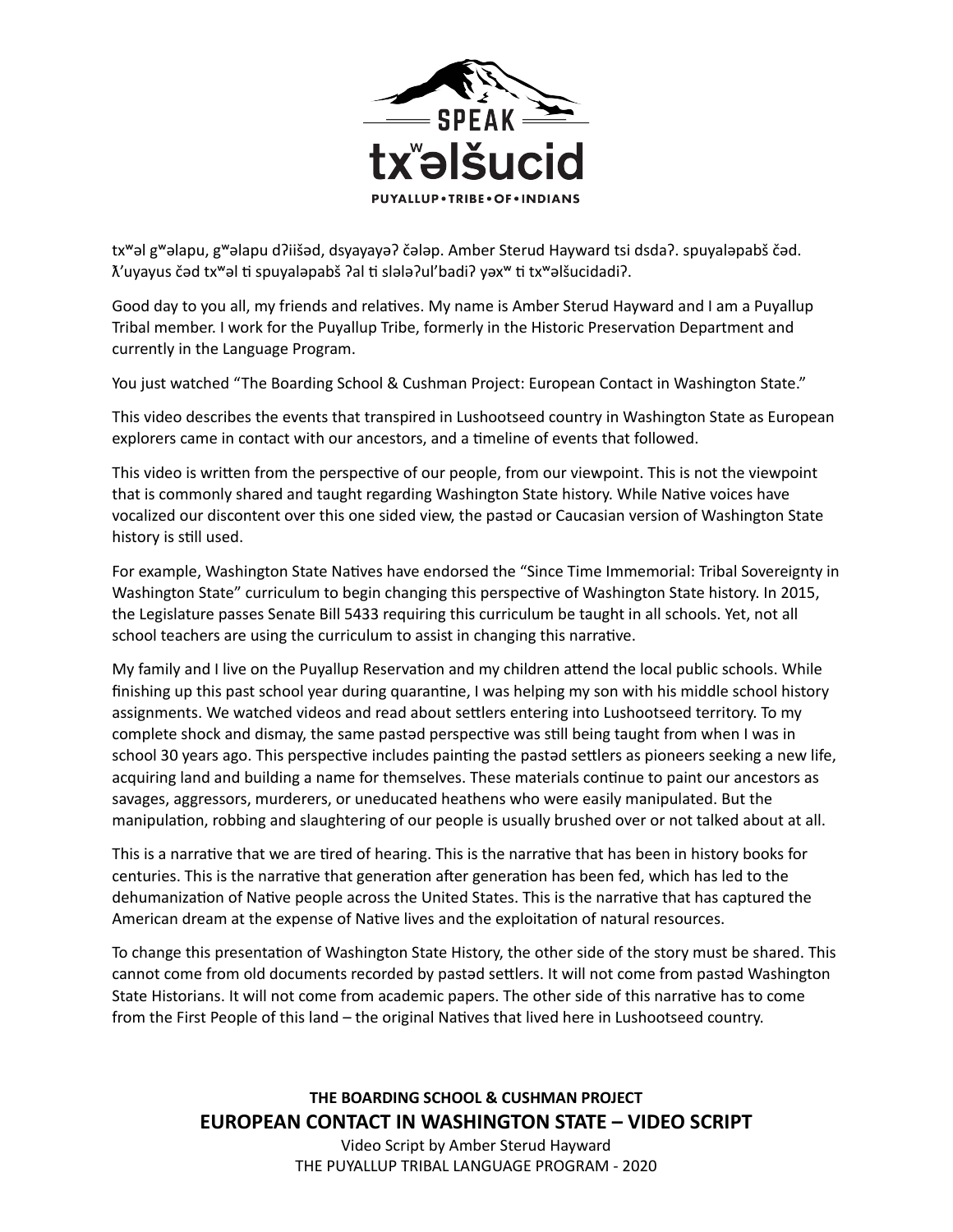SPEAK

txʷəlšucid

PUYALLUP • TRIBE • OF • INDIANS

txʷəl gʷəlapu, gʷəlapu dʔiišəd, dsyayayəʔ čələp. Amber Sterud Hayward tsi dsdaʔ. spuyaləpabš čəd. ƛ'uyayus čəd txʷəl ti spuyaləpabš ʔal ti slələʔul'badiʔ yəxʷ ti txʷəlšucidadiʔ.

Good day to you all, my friends and relatives. My name is Amber Sterud Hayward and I am a Puyallup Tribal member. I work for the Puyallup Tribe, formerly in the Historic Preservation Department and currently in the Language Program.

You just watched "The Boarding School & Cushman Project: European Contact in Washington State."

This video describes the events that transpired in Lushootseed country in Washington State as European explorers came in contact with our ancestors, and a timeline of events that followed.

This video is written from the perspective of our people, from our viewpoint. This is not the viewpoint that is commonly shared and taught regarding Washington State history. While Native voices have vocalized our discontent over this one sided view, the pastəd or Caucasian version of Washington State history is still used.

For example, Washington State Natives have endorsed the "Since Time Immemorial: Tribal Sovereignty in Washington State" curriculum to begin changing this perspective of Washington State history. In 2015, the Legislature passes Senate Bill 5433 requiring this curriculum be taught in all schools. Yet, not all school teachers are using the curriculum to assist in changing this narrative.

My family and I live on the Puyallup Reservation and my children attend the local public schools. While finishing up this past school year during quarantine, I was helping my son with his middle school history assignments. We watched videos and read about settlers entering into Lushootseed territory. To my complete shock and dismay, the same pastəd perspective was still being taught from when I was in school 30 years ago. This perspective includes painting the pastəd settlers as pioneers seeking a new life, acquiring land and building a name for themselves. These materials continue to paint our ancestors as savages, aggressors, murderers, or uneducated heathens who were easily manipulated. But the manipulation, robbing and slaughtering of our people is usually brushed over or not talked about at all.

This is a narrative that we are tired of hearing. This is the narrative that has been in history books for centuries. This is the narrative that generation after generation has been fed, which has led to the dehumanization of Native people across the United States. This is the narrative that has captured the American dream at the expense of Native lives and the exploitation of natural resources.

To change this presentation of Washington State History, the other side of the story must be shared. This cannot come from old documents recorded by pastəd settlers. It will not come from pastəd Washington State Historians. It will not come from academic papers. The other side of this narrative has to come from the First People of this land – the original Natives that lived here in Lushootseed country.

**THE BOARDING SCHOOL & CUSHMAN PROJECT**

**EUROPEAN CONTACT IN WASHINGTON STATE – VIDEO SCRIPT**

Video Script by Amber Sterud Hayward

THE PUYALLUP TRIBAL LANGUAGE PROGRAM - 2020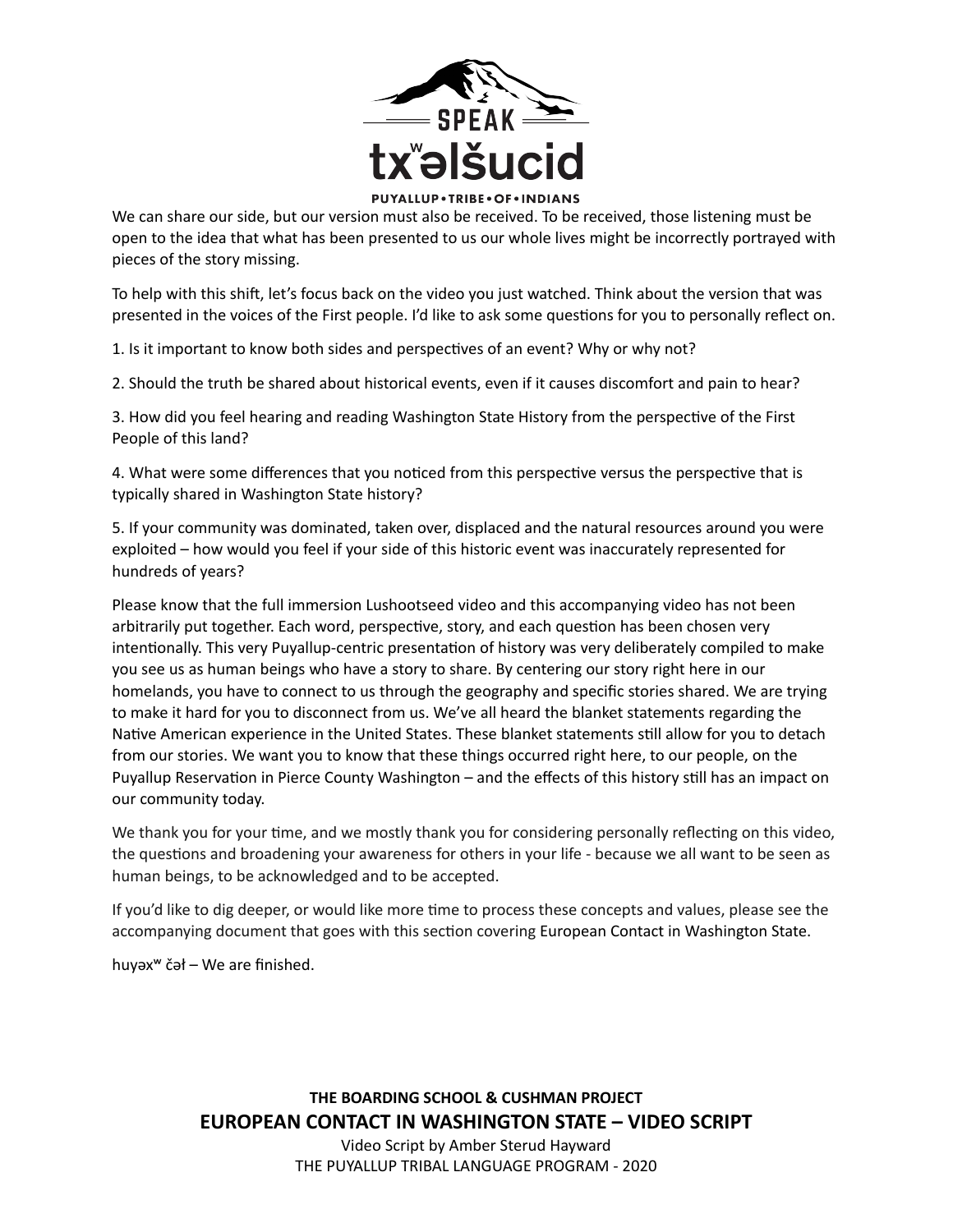We can share our side, but our version must also be received. To be received, those listening must be open to the idea that what has been presented to us our whole lives might be incorrectly portrayed with pieces of the story missing.

To help with this shift, let's focus back on the video you just watched. Think about the version that was presented in the voices of the First people. I'd like to ask some questions for you to personally reflect on.

1. Is it important to know both sides and perspectives of an event? Why or why not?

2. Should the truth be shared about historical events, even if it causes discomfort and pain to hear?

3. How did you feel hearing and reading Washington State History from the perspective of the First People of this land?

4. What were some differences that you noticed from this perspective versus the perspective that is typically shared in Washington State history?

5. If your community was dominated, taken over, displaced and the natural resources around you were exploited – how would you feel if your side of this historic event was inaccurately represented for hundreds of years?

Please know that the full immersion Lushootseed video and this accompanying video has not been arbitrarily put together. Each word, perspective, story, and each question has been chosen very intentionally. This very Puyallup-centric presentation of history was very deliberately compiled to make you see us as human beings who have a story to share. By centering our story right here in our homelands, you have to connect to us through the geography and specific stories shared. We are trying to make it hard for you to disconnect from us. We've all heard the blanket statements regarding the Native American experience in the United States. These blanket statements still allow for you to detach from our stories. We want you to know that these things occurred right here, to our people, on the Puyallup Reservation in Pierce County Washington – and the effects of this history still has an impact on our community today.

We thank you for your time, and we mostly thank you for considering personally reflecting on this video, the questions and broadening your awareness for others in your life - because we all want to be seen as human beings, to be acknowledged and to be accepted.

If you'd like to dig deeper, or would like more time to process these concepts and values, please see the accompanying document that goes with this section covering European Contact in Washington State.

huyəxʷ čəł – We are finished.